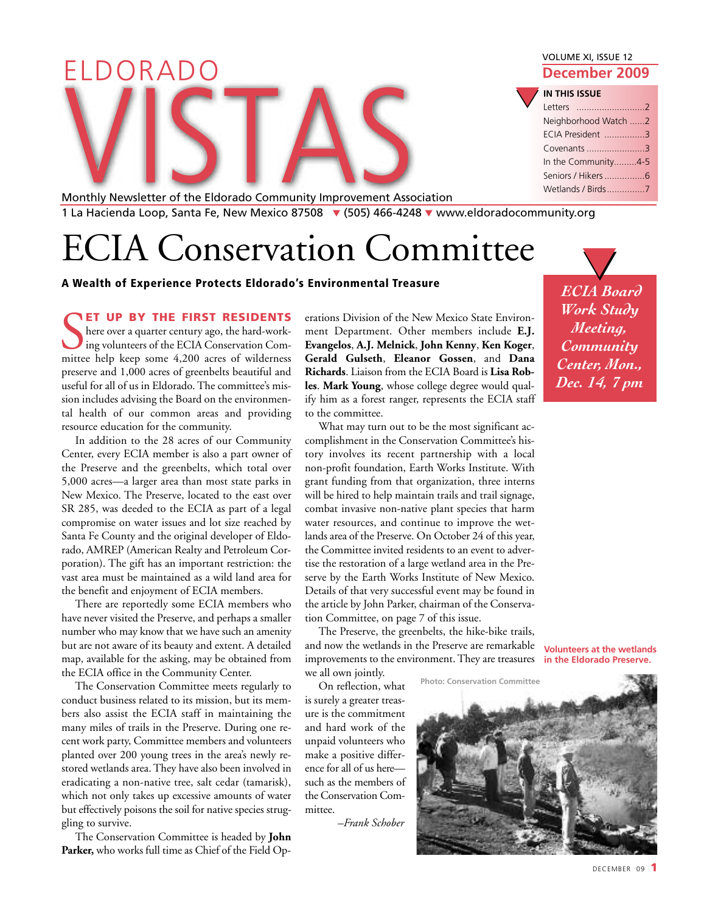# ELDORADO VISTAS

Monthly Newsletter of the Eldorado Community Improvement Association

1 La Hacienda Loop, Santa Fe, New Mexico 87508 ▼ (505) 466-4248 ▼ www.eldoradocommunity.org

VOLUME XI, ISSUE 12
**December 2009**

**IN THIS ISSUE**

| | |
|---|---|
| Letters | 2 |
| Neighborhood Watch | 2 |
| ECIA President | 3 |
| Covenants | 3 |
| In the Community | 4-5 |
| Seniors / Hikers | 6 |
| Wetlands / Birds | 7 |

# ECIA Conservation Committee

**A Wealth of Experience Protects Eldorado's Environmental Treasure**

**SET UP BY THE FIRST RESIDENTS** here over a quarter century ago, the hard-working volunteers of the ECIA Conservation Committee help keep some 4,200 acres of wilderness preserve and 1,000 acres of greenbelts beautiful and useful for all of us in Eldorado. The committee's mission includes advising the Board on the environmental health of our common areas and providing resource education for the community.

In addition to the 28 acres of our Community Center, every ECIA member is also a part owner of the Preserve and the greenbelts, which total over 5,000 acres—a larger area than most state parks in New Mexico. The Preserve, located to the east over SR 285, was deeded to the ECIA as part of a legal compromise on water issues and lot size reached by Santa Fe County and the original developer of Eldorado, AMREP (American Realty and Petroleum Corporation). The gift has an important restriction: the vast area must be maintained as a wild land area for the benefit and enjoyment of ECIA members.

There are reportedly some ECIA members who have never visited the Preserve, and perhaps a smaller number who may know that we have such an amenity but are not aware of its beauty and extent. A detailed map, available for the asking, may be obtained from the ECIA office in the Community Center.

The Conservation Committee meets regularly to conduct business related to its mission, but its members also assist the ECIA staff in maintaining the many miles of trails in the Preserve. During one recent work party, Committee members and volunteers planted over 200 young trees in the area's newly restored wetlands area. They have also been involved in eradicating a non-native tree, salt cedar (tamarisk), which not only takes up excessive amounts of water but effectively poisons the soil for native species struggling to survive.

The Conservation Committee is headed by **John Parker,** who works full time as Chief of the Field Operations Division of the New Mexico State Environment Department. Other members include **E.J. Evangelos**, **A.J. Melnick**, **John Kenny**, **Ken Koger**, **Gerald Gulseth**, **Eleanor Gossen**, and **Dana Richards**. Liaison from the ECIA Board is **Lisa Robles**. **Mark Young**, whose college degree would qualify him as a forest ranger, represents the ECIA staff to the committee.

What may turn out to be the most significant accomplishment in the Conservation Committee's history involves its recent partnership with a local non-profit foundation, Earth Works Institute. With grant funding from that organization, three interns will be hired to help maintain trails and trail signage, combat invasive non-native plant species that harm water resources, and continue to improve the wetlands area of the Preserve. On October 24 of this year, the Committee invited residents to an event to advertise the restoration of a large wetland area in the Preserve by the Earth Works Institute of New Mexico. Details of that very successful event may be found in the article by John Parker, chairman of the Conservation Committee, on page 7 of this issue.

The Preserve, the greenbelts, the hike-bike trails, and now the wetlands in the Preserve are remarkable improvements to the environment. They are treasures we all own jointly.

On reflection, what is surely a greater treasure is the commitment and hard work of the unpaid volunteers who make a positive difference for all of us here—such as the members of the Conservation Committee.

*–Frank Schober*

***ECIA Board Work Study Meeting, Community Center, Mon., Dec. 14, 7 pm***

**Volunteers at the wetlands in the Eldorado Preserve.**

Photo: Conservation Committee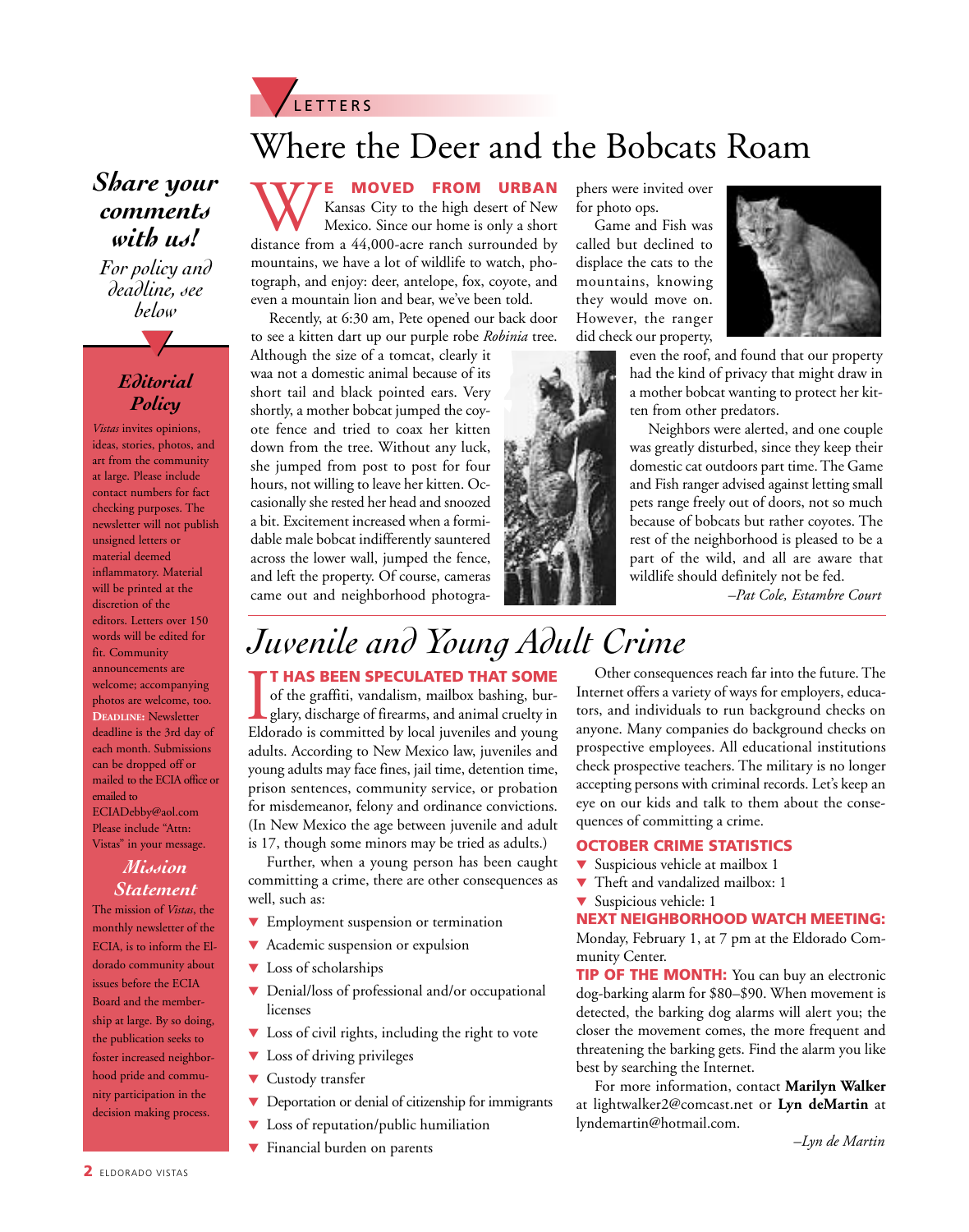LETTERS

# Where the Deer and the Bobcats Roam

WE MOVED FROM URBAN Kansas City to the high desert of New Mexico. Since our home is only a short distance from a 44,000-acre ranch surrounded by mountains, we have a lot of wildlife to watch, photograph, and enjoy: deer, antelope, fox, coyote, and even a mountain lion and bear, we've been told.

Recently, at 6:30 am, Pete opened our back door to see a kitten dart up our purple robe *Robinia* tree. Although the size of a tomcat, clearly it waa not a domestic animal because of its short tail and black pointed ears. Very shortly, a mother bobcat jumped the coyote fence and tried to coax her kitten down from the tree. Without any luck, she jumped from post to post for four hours, not willing to leave her kitten. Occasionally she rested her head and snoozed a bit. Excitement increased when a formidable male bobcat indifferently sauntered across the lower wall, jumped the fence, and left the property. Of course, cameras came out and neighborhood photographers were invited over for photo ops.

Game and Fish was called but declined to displace the cats to the mountains, knowing they would move on. However, the ranger did check our property, even the roof, and found that our property had the kind of privacy that might draw in a mother bobcat wanting to protect her kitten from other predators.

Neighbors were alerted, and one couple was greatly disturbed, since they keep their domestic cat outdoors part time. The Game and Fish ranger advised against letting small pets range freely out of doors, not so much because of bobcats but rather coyotes. The rest of the neighborhood is pleased to be a part of the wild, and all are aware that wildlife should definitely not be fed.

*–Pat Cole, Estambre Court*

# *Juvenile and Young Adult Crime*

IT HAS BEEN SPECULATED THAT SOME of the graffiti, vandalism, mailbox bashing, burglary, discharge of firearms, and animal cruelty in Eldorado is committed by local juveniles and young adults. According to New Mexico law, juveniles and young adults may face fines, jail time, detention time, prison sentences, community service, or probation for misdemeanor, felony and ordinance convictions. (In New Mexico the age between juvenile and adult is 17, though some minors may be tried as adults.)

Further, when a young person has been caught committing a crime, there are other consequences as well, such as:

- Employment suspension or termination
- Academic suspension or expulsion
- Loss of scholarships
- Denial/loss of professional and/or occupational licenses
- Loss of civil rights, including the right to vote
- Loss of driving privileges
- Custody transfer
- Deportation or denial of citizenship for immigrants
- Loss of reputation/public humiliation
- Financial burden on parents

Other consequences reach far into the future. The Internet offers a variety of ways for employers, educators, and individuals to run background checks on anyone. Many companies do background checks on prospective employees. All educational institutions check prospective teachers. The military is no longer accepting persons with criminal records. Let's keep an eye on our kids and talk to them about the consequences of committing a crime.

### OCTOBER CRIME STATISTICS

- Suspicious vehicle at mailbox 1
- Theft and vandalized mailbox: 1
- Suspicious vehicle: 1

**NEXT NEIGHBORHOOD WATCH MEETING:** Monday, February 1, at 7 pm at the Eldorado Community Center.

**TIP OF THE MONTH:** You can buy an electronic dog-barking alarm for $80–$90. When movement is detected, the barking dog alarms will alert you; the closer the movement comes, the more frequent and threatening the barking gets. Find the alarm you like best by searching the Internet.

For more information, contact **Marilyn Walker** at lightwalker2@comcast.net or **Lyn deMartin** at lyndemartin@hotmail.com.

*–Lyn de Martin*

---

***Share your comments with us!***

*For policy and deadline, see below*

### *Editorial Policy*

*Vistas* invites opinions, ideas, stories, photos, and art from the community at large. Please include contact numbers for fact checking purposes. The newsletter will not publish unsigned letters or material deemed inflammatory. Material will be printed at the discretion of the editors. Letters over 150 words will be edited for fit. Community announcements are welcome; accompanying photos are welcome, too. **DEADLINE:** Newsletter deadline is the 3rd day of each month. Submissions can be dropped off or mailed to the ECIA office or emailed to ECIADebby@aol.com Please include "Attn: Vistas" in your message.

### *Mission Statement*

The mission of *Vistas*, the monthly newsletter of the ECIA, is to inform the Eldorado community about issues before the ECIA Board and the membership at large. By so doing, the publication seeks to foster increased neighborhood pride and community participation in the decision making process.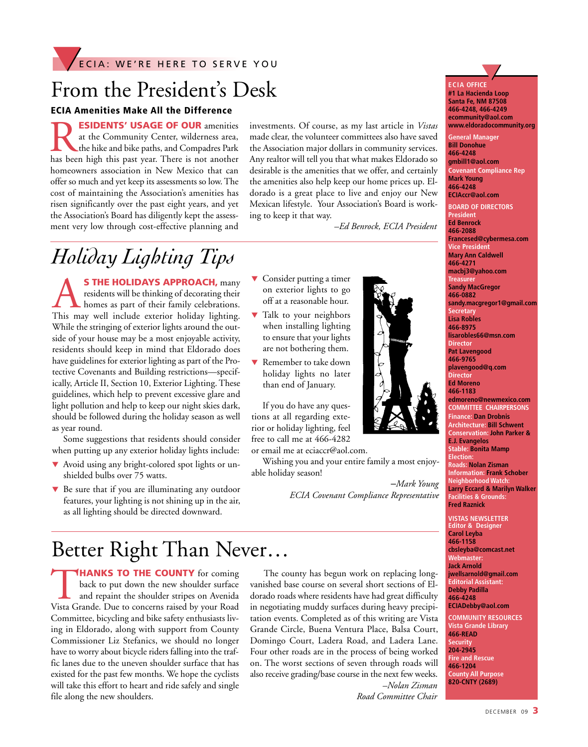ECIA: WE'RE HERE TO SERVE YOU

# From the President's Desk

### ECIA Amenities Make All the Difference

**RESIDENTS' USAGE OF OUR** amenities at the Community Center, wilderness area, the hike and bike paths, and Compadres Park has been high this past year. There is not another homeowners association in New Mexico that can offer so much and yet keep its assessments so low. The cost of maintaining the Association's amenities has risen significantly over the past eight years, and yet the Association's Board has diligently kept the assessment very low through cost-effective planning and investments. Of course, as my last article in *Vistas* made clear, the volunteer committees also have saved the Association major dollars in community services. Any realtor will tell you that what makes Eldorado so desirable is the amenities that we offer, and certainly the amenities also help keep our home prices up. Eldorado is a great place to live and enjoy our New Mexican lifestyle. Your Association's Board is working to keep it that way.

*–Ed Benrock, ECIA President*

# *Holiday Lighting Tips*

**AS THE HOLIDAYS APPROACH,** many residents will be thinking of decorating their homes as part of their family celebrations. This may well include exterior holiday lighting. While the stringing of exterior lights around the outside of your house may be a most enjoyable activity, residents should keep in mind that Eldorado does have guidelines for exterior lighting as part of the Protective Covenants and Building restrictions—specifically, Article II, Section 10, Exterior Lighting. These guidelines, which help to prevent excessive glare and light pollution and help to keep our night skies dark, should be followed during the holiday season as well as year round.

Some suggestions that residents should consider when putting up any exterior holiday lights include:

- Avoid using any bright-colored spot lights or unshielded bulbs over 75 watts.
- Be sure that if you are illuminating any outdoor features, your lighting is not shining up in the air, as all lighting should be directed downward.
- Consider putting a timer on exterior lights to go off at a reasonable hour.
- Talk to your neighbors when installing lighting to ensure that your lights are not bothering them.
- Remember to take down holiday lights no later than end of January.

If you do have any questions at all regarding exterior or holiday lighting, feel free to call me at 466-4282 or email me at eciaccr@aol.com.

Wishing you and your entire family a most enjoyable holiday season!

*–Mark Young*
*ECIA Covenant Compliance Representative*

# Better Right Than Never…

**THANKS TO THE COUNTY** for coming back to put down the new shoulder surface and repaint the shoulder stripes on Avenida Vista Grande. Due to concerns raised by your Road Committee, bicycling and bike safety enthusiasts living in Eldorado, along with support from County Commissioner Liz Stefanics, we should no longer have to worry about bicycle riders falling into the traffic lanes due to the uneven shoulder surface that has existed for the past few months. We hope the cyclists will take this effort to heart and ride safely and single file along the new shoulders.

The county has begun work on replacing long-vanished base course on several short sections of Eldorado roads where residents have had great difficulty in negotiating muddy surfaces during heavy precipitation events. Completed as of this writing are Vista Grande Circle, Buena Ventura Place, Balsa Court, Domingo Court, Ladera Road, and Ladera Lane. Four other roads are in the process of being worked on. The worst sections of seven through roads will also receive grading/base course in the next few weeks.

*–Nolan Zisman*
*Road Committee Chair*

---

**ECIA OFFICE**
**#1 La Hacienda Loop**
**Santa Fe, NM 87508**
**466-4248, 466-4249**
**ecommunity@aol.com**
**www.eldoradocommunity.org**

General Manager
**Bill Donohue**
**466-4248**
**gmbill1@aol.com**

Covenant Compliance Rep
**Mark Young**
**466-4248**
**ECIAccr@aol.com**

**BOARD OF DIRECTORS**

President
**Ed Benrock**
**466-2088**
**Francesed@cybermesa.com**

Vice President
**Mary Ann Caldwell**
**466-4271**
**macbj3@yahoo.com**

Treasurer
**Sandy MacGregor**
**466-0882**
**sandy.macgregor1@gmail.com**

Secretary
**Lisa Robles**
**466-8975**
**lisarobles66@msn.com**

Director
**Pat Lavengood**
**466-9765**
**plavengood@q.com**

Director
**Ed Moreno**
**466-1183**
**edmoreno@newmexico.com**

**COMMITTEE CHAIRPERSONS**

Finance: **Dan Drobnis**
Architecture: **Bill Schwent**
Conservation: **John Parker & E.J. Evangelos**
Stable: **Bonita Mamp**
Election:
Roads: **Nolan Zisman**
Information: **Frank Schober**
Neighborhood Watch: **Larry Eccard & Marilyn Walker**
Facilities & Grounds: **Fred Raznick**

**VISTAS NEWSLETTER**

Editor & Designer
**Carol Leyba**
**466-1158**
**cbsleyba@comcast.net**

Webmaster:
**Jack Arnold**
**jwellsarnold@gmail.com**

Editorial Assistant:
**Debby Padilla**
**466-4248**
**ECIADebby@aol.com**

**COMMUNITY RESOURCES**

Vista Grande Library
**466-READ**

Security
**204-2945**

Fire and Rescue
**466-1204**

County All Purpose
**820-CNTY (2689)**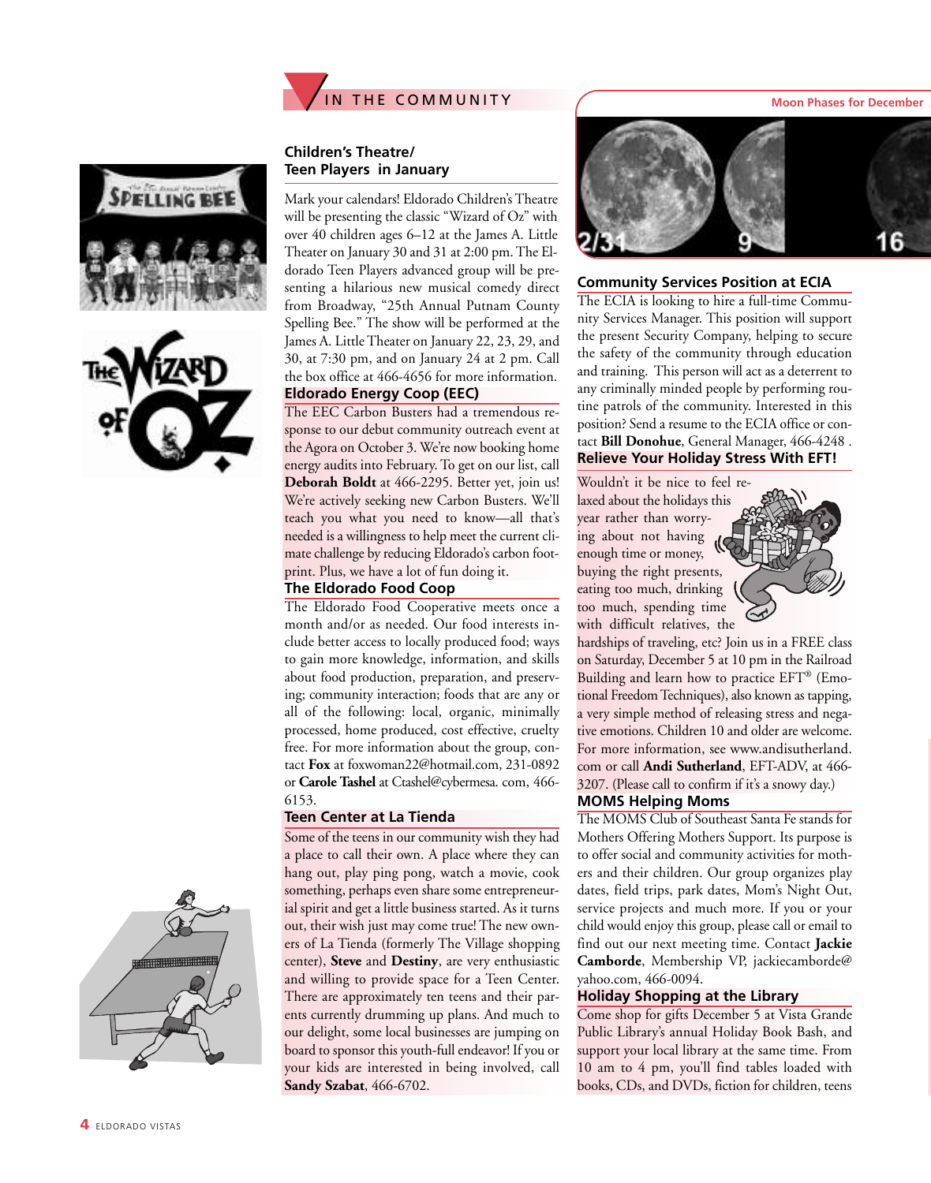## IN THE COMMUNITY

### Children's Theatre/ Teen Players in January

Mark your calendars! Eldorado Children's Theatre will be presenting the classic "Wizard of Oz" with over 40 children ages 6–12 at the James A. Little Theater on January 30 and 31 at 2:00 pm. The Eldorado Teen Players advanced group will be presenting a hilarious new musical comedy direct from Broadway, "25th Annual Putnam County Spelling Bee." The show will be performed at the James A. Little Theater on January 22, 23, 29, and 30, at 7:30 pm, and on January 24 at 2 pm. Call the box office at 466-4656 for more information.

### Eldorado Energy Coop (EEC)

The EEC Carbon Busters had a tremendous response to our debut community outreach event at the Agora on October 3. We're now booking home energy audits into February. To get on our list, call **Deborah Boldt** at 466-2295. Better yet, join us! We're actively seeking new Carbon Busters. We'll teach you what you need to know—all that's needed is a willingness to help meet the current climate challenge by reducing Eldorado's carbon footprint. Plus, we have a lot of fun doing it.

### The Eldorado Food Coop

The Eldorado Food Cooperative meets once a month and/or as needed. Our food interests include better access to locally produced food; ways to gain more knowledge, information, and skills about food production, preparation, and preserving; community interaction; foods that are any or all of the following: local, organic, minimally processed, home produced, cost effective, cruelty free. For more information about the group, contact **Fox** at foxwoman22@hotmail.com, 231-0892 or **Carole Tashel** at Ctashel@cybermesa. com, 466-6153.

### Teen Center at La Tienda

Some of the teens in our community wish they had a place to call their own. A place where they can hang out, play ping pong, watch a movie, cook something, perhaps even share some entrepreneurial spirit and get a little business started. As it turns out, their wish just may come true! The new owners of La Tienda (formerly The Village shopping center), **Steve** and **Destiny**, are very enthusiastic and willing to provide space for a Teen Center. There are approximately ten teens and their parents currently drumming up plans. And much to our delight, some local businesses are jumping on board to sponsor this youth-full endeavor! If you or your kids are interested in being involved, call **Sandy Szabat**, 466-6702.

Moon Phases for December

2/31 9 16

### Community Services Position at ECIA

The ECIA is looking to hire a full-time Community Services Manager. This position will support the present Security Company, helping to secure the safety of the community through education and training. This person will act as a deterrent to any criminally minded people by performing routine patrols of the community. Interested in this position? Send a resume to the ECIA office or contact **Bill Donohue**, General Manager, 466-4248 .

### Relieve Your Holiday Stress With EFT!

Wouldn't it be nice to feel relaxed about the holidays this year rather than worrying about not having enough time or money, buying the right presents, eating too much, drinking too much, spending time with difficult relatives, the hardships of traveling, etc? Join us in a FREE class on Saturday, December 5 at 10 pm in the Railroad Building and learn how to practice EFT® (Emotional Freedom Techniques), also known as tapping, a very simple method of releasing stress and negative emotions. Children 10 and older are welcome. For more information, see www.andisutherland.com or call **Andi Sutherland**, EFT-ADV, at 466-3207. (Please call to confirm if it's a snowy day.)

### MOMS Helping Moms

The MOMS Club of Southeast Santa Fe stands for Mothers Offering Mothers Support. Its purpose is to offer social and community activities for mothers and their children. Our group organizes play dates, field trips, park dates, Mom's Night Out, service projects and much more. If you or your child would enjoy this group, please call or email to find out our next meeting time. Contact **Jackie Camborde**, Membership VP, jackiecamborde@yahoo.com, 466-0094.

### Holiday Shopping at the Library

Come shop for gifts December 5 at Vista Grande Public Library's annual Holiday Book Bash, and support your local library at the same time. From 10 am to 4 pm, you'll find tables loaded with books, CDs, and DVDs, fiction for children, teens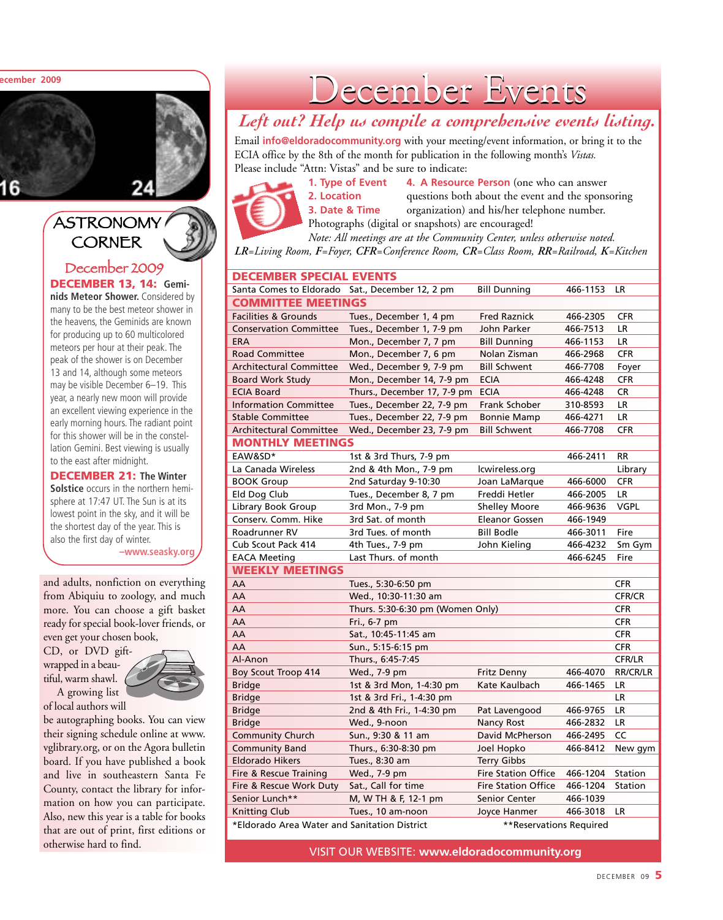## ASTRONOMY CORNER

### December 2009

**DECEMBER 13, 14: Geminids Meteor Shower.** Considered by many to be the best meteor shower in the heavens, the Geminids are known for producing up to 60 multicolored meteors per hour at their peak. The peak of the shower is on December 13 and 14, although some meteors may be visible December 6–19. This year, a nearly new moon will provide an excellent viewing experience in the early morning hours. The radiant point for this shower will be in the constellation Gemini. Best viewing is usually to the east after midnight.

**DECEMBER 21: The Winter Solstice** occurs in the northern hemisphere at 17:47 UT. The Sun is at its lowest point in the sky, and it will be the shortest day of the year. This is also the first day of winter.

–www.seasky.org

and adults, nonfiction on everything from Abiquiu to zoology, and much more. You can choose a gift basket ready for special book-lover friends, or even get your chosen book, CD, or DVD gift-wrapped in a beautiful, warm shawl.

A growing list of local authors will be autographing books. You can view their signing schedule online at www.vglibrary.org, or on the Agora bulletin board. If you have published a book and live in southeastern Santa Fe County, contact the library for information on how you can participate. Also, new this year is a table for books that are out of print, first editions or otherwise hard to find.

# December Events

## *Left out? Help us compile a comprehensive events listing.*

Email **info@eldoradocommunity.org** with your meeting/event information, or bring it to the ECIA office by the 8th of the month for publication in the following month's *Vistas*. Please include "Attn: Vistas" and be sure to indicate:

1. **Type of Event**
2. **Location**
3. **Date & Time**
4. **A Resource Person** (one who can answer questions both about the event and the sponsoring organization) and his/her telephone number.

Photographs (digital or snapshots) are encouraged!

*Note: All meetings are at the Community Center, unless otherwise noted.*

*LR=Living Room, F=Foyer, CFR=Conference Room, CR=Class Room, RR=Railroad, K=Kitchen*

| | | | | |
|---|---|---|---|---|
| **DECEMBER SPECIAL EVENTS** | | | | |
| Santa Comes to Eldorado | Sat., December 12, 2 pm | Bill Dunning | 466-1153 | LR |
| **COMMITTEE MEETINGS** | | | | |
| Facilities & Grounds | Tues., December 1, 4 pm | Fred Raznick | 466-2305 | CFR |
| Conservation Committee | Tues., December 1, 7-9 pm | John Parker | 466-7513 | LR |
| ERA | Mon., December 7, 7 pm | Bill Dunning | 466-1153 | LR |
| Road Committee | Mon., December 7, 6 pm | Nolan Zisman | 466-2968 | CFR |
| Architectural Committee | Wed., December 9, 7-9 pm | Bill Schwent | 466-7708 | Foyer |
| Board Work Study | Mon., December 14, 7-9 pm | ECIA | 466-4248 | CFR |
| ECIA Board | Thurs., December 17, 7-9 pm | ECIA | 466-4248 | CR |
| Information Committee | Tues., December 22, 7-9 pm | Frank Schober | 310-8593 | LR |
| Stable Committee | Tues., December 22, 7-9 pm | Bonnie Mamp | 466-4271 | LR |
| Architectural Committee | Wed., December 23, 7-9 pm | Bill Schwent | 466-7708 | CFR |
| **MONTHLY MEETINGS** | | | | |
| EAW&SD* | 1st & 3rd Thurs, 7-9 pm | | 466-2411 | RR |
| La Canada Wireless | 2nd & 4th Mon., 7-9 pm | lcwireless.org | | Library |
| BOOK Group | 2nd Saturday 9-10:30 | Joan LaMarque | 466-6000 | CFR |
| Eld Dog Club | Tues., December 8, 7 pm | Freddi Hetler | 466-2005 | LR |
| Library Book Group | 3rd Mon., 7-9 pm | Shelley Moore | 466-9636 | VGPL |
| Conserv. Comm. Hike | 3rd Sat. of month | Eleanor Gossen | 466-1949 | |
| Roadrunner RV | 3rd Tues. of month | Bill Bodle | 466-3011 | Fire |
| Cub Scout Pack 414 | 4th Tues., 7-9 pm | John Kieling | 466-4232 | Sm Gym |
| EACA Meeting | Last Thurs. of month | | 466-6245 | Fire |
| **WEEKLY MEETINGS** | | | | |
| AA | Tues., 5:30-6:50 pm | | | CFR |
| AA | Wed., 10:30-11:30 am | | | CFR/CR |
| AA | Thurs. 5:30-6:30 pm (Women Only) | | | CFR |
| AA | Fri., 6-7 pm | | | CFR |
| AA | Sat., 10:45-11:45 am | | | CFR |
| AA | Sun., 5:15-6:15 pm | | | CFR |
| Al-Anon | Thurs., 6:45-7:45 | | | CFR/LR |
| Boy Scout Troop 414 | Wed., 7-9 pm | Fritz Denny | 466-4070 | RR/CR/LR |
| Bridge | 1st & 3rd Mon, 1-4:30 pm | Kate Kaulbach | 466-1465 | LR |
| Bridge | 1st & 3rd Fri., 1-4:30 pm | | | LR |
| Bridge | 2nd & 4th Fri., 1-4:30 pm | Pat Lavengood | 466-9765 | LR |
| Bridge | Wed., 9-noon | Nancy Rost | 466-2832 | LR |
| Community Church | Sun., 9:30 & 11 am | David McPherson | 466-2495 | CC |
| Community Band | Thurs., 6:30-8:30 pm | Joel Hopko | 466-8412 | New gym |
| Eldorado Hikers | Tues., 8:30 am | Terry Gibbs | | |
| Fire & Rescue Training | Wed., 7-9 pm | Fire Station Office | 466-1204 | Station |
| Fire & Rescue Work Duty | Sat., Call for time | Fire Station Office | 466-1204 | Station |
| Senior Lunch** | M, W TH & F, 12-1 pm | Senior Center | 466-1039 | |
| Knitting Club | Tues., 10 am-noon | Joyce Hanmer | 466-3018 | LR |

*Eldorado Area Water and Sanitation District  **Reservations Required

VISIT OUR WEBSITE: **www.eldoradocommunity.org**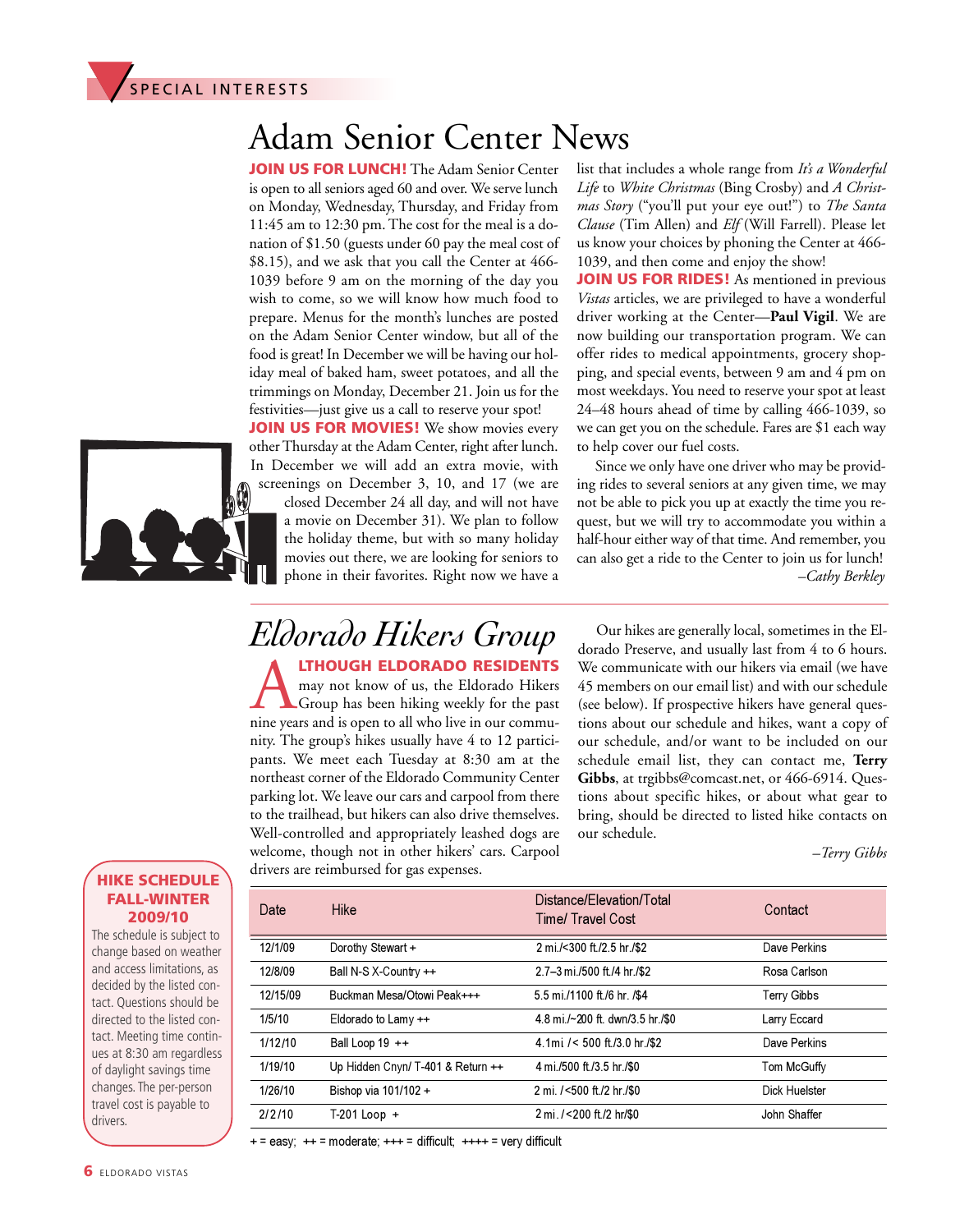SPECIAL INTERESTS

# Adam Senior Center News

**JOIN US FOR LUNCH!** The Adam Senior Center is open to all seniors aged 60 and over. We serve lunch on Monday, Wednesday, Thursday, and Friday from 11:45 am to 12:30 pm. The cost for the meal is a donation of $1.50 (guests under 60 pay the meal cost of $8.15), and we ask that you call the Center at 466-1039 before 9 am on the morning of the day you wish to come, so we will know how much food to prepare. Menus for the month's lunches are posted on the Adam Senior Center window, but all of the food is great! In December we will be having our holiday meal of baked ham, sweet potatoes, and all the trimmings on Monday, December 21. Join us for the festivities—just give us a call to reserve your spot!

**JOIN US FOR MOVIES!** We show movies every other Thursday at the Adam Center, right after lunch. In December we will add an extra movie, with screenings on December 3, 10, and 17 (we are closed December 24 all day, and will not have a movie on December 31). We plan to follow the holiday theme, but with so many holiday movies out there, we are looking for seniors to phone in their favorites. Right now we have a list that includes a whole range from *It's a Wonderful Life* to *White Christmas* (Bing Crosby) and *A Christmas Story* ("you'll put your eye out!") to *The Santa Clause* (Tim Allen) and *Elf* (Will Farrell). Please let us know your choices by phoning the Center at 466-1039, and then come and enjoy the show!

**JOIN US FOR RIDES!** As mentioned in previous *Vistas* articles, we are privileged to have a wonderful driver working at the Center—**Paul Vigil**. We are now building our transportation program. We can offer rides to medical appointments, grocery shopping, and special events, between 9 am and 4 pm on most weekdays. You need to reserve your spot at least 24–48 hours ahead of time by calling 466-1039, so we can get you on the schedule. Fares are $1 each way to help cover our fuel costs.

Since we only have one driver who may be providing rides to several seniors at any given time, we may not be able to pick you up at exactly the time you request, but we will try to accommodate you within a half-hour either way of that time. And remember, you can also get a ride to the Center to join us for lunch!

*–Cathy Berkley*

# *Eldorado Hikers Group*

**ALTHOUGH ELDORADO RESIDENTS** may not know of us, the Eldorado Hikers Group has been hiking weekly for the past nine years and is open to all who live in our community. The group's hikes usually have 4 to 12 participants. We meet each Tuesday at 8:30 am at the northeast corner of the Eldorado Community Center parking lot. We leave our cars and carpool from there to the trailhead, but hikers can also drive themselves. Well-controlled and appropriately leashed dogs are welcome, though not in other hikers' cars. Carpool drivers are reimbursed for gas expenses.

Our hikes are generally local, sometimes in the Eldorado Preserve, and usually last from 4 to 6 hours. We communicate with our hikers via email (we have 45 members on our email list) and with our schedule (see below). If prospective hikers have general questions about our schedule and hikes, want a copy of our schedule, and/or want to be included on our schedule email list, they can contact me, **Terry Gibbs**, at trgibbs@comcast.net, or 466-6914. Questions about specific hikes, or about what gear to bring, should be directed to listed hike contacts on our schedule.

*–Terry Gibbs*

### HIKE SCHEDULE FALL-WINTER 2009/10

The schedule is subject to change based on weather and access limitations, as decided by the listed contact. Questions should be directed to the listed contact. Meeting time continues at 8:30 am regardless of daylight savings time changes. The per-person travel cost is payable to drivers.

| Date | Hike | Distance/Elevation/Total Time/ Travel Cost | Contact |
|---|---|---|---|
| 12/1/09 | Dorothy Stewart + | 2 mi./<300 ft./2.5 hr./$2 | Dave Perkins |
| 12/8/09 | Ball N-S X-Country ++ | 2.7–3 mi./500 ft./4 hr./$2 | Rosa Carlson |
| 12/15/09 | Buckman Mesa/Otowi Peak+++ | 5.5 mi./1100 ft./6 hr. /$4 | Terry Gibbs |
| 1/5/10 | Eldorado to Lamy ++ | 4.8 mi./~200 ft. dwn/3.5 hr./$0 | Larry Eccard |
| 1/12/10 | Ball Loop 19 ++ | 4.1mi /< 500 ft./3.0 hr./$2 | Dave Perkins |
| 1/19/10 | Up Hidden Cnyn/ T-401 & Return ++ | 4 mi./500 ft./3.5 hr./$0 | Tom McGuffy |
| 1/26/10 | Bishop via 101/102 + | 2 mi. /<500 ft./2 hr./$0 | Dick Huelster |
| 2/2/10 | T-201 Loop + | 2 mi. /<200 ft./2 hr/$0 | John Shaffer |

+ = easy; ++ = moderate; +++ = difficult; ++++ = very difficult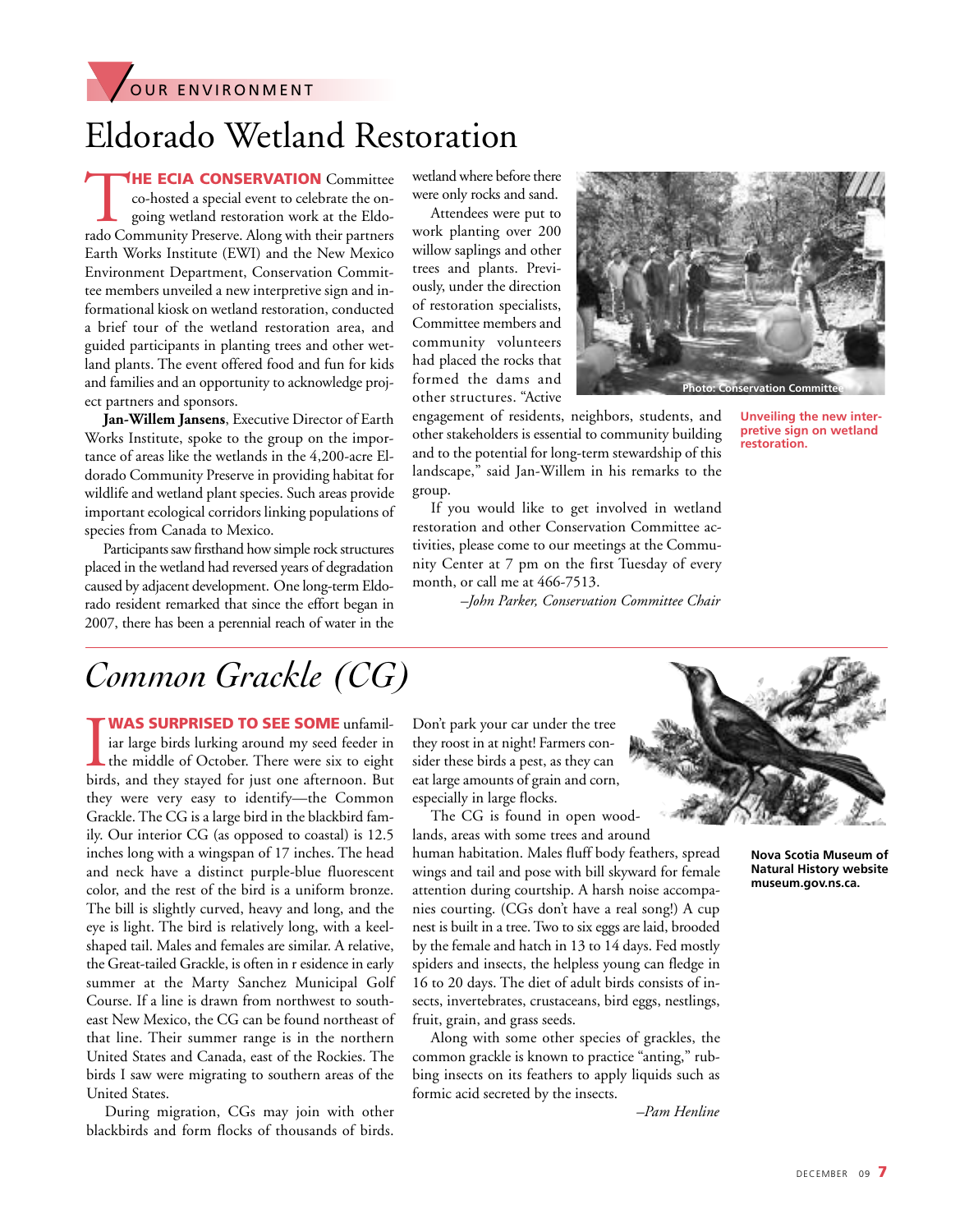OUR ENVIRONMENT

# Eldorado Wetland Restoration

**THE ECIA CONSERVATION** Committee co-hosted a special event to celebrate the ongoing wetland restoration work at the Eldorado Community Preserve. Along with their partners Earth Works Institute (EWI) and the New Mexico Environment Department, Conservation Committee members unveiled a new interpretive sign and informational kiosk on wetland restoration, conducted a brief tour of the wetland restoration area, and guided participants in planting trees and other wetland plants. The event offered food and fun for kids and families and an opportunity to acknowledge project partners and sponsors.

**Jan-Willem Jansens**, Executive Director of Earth Works Institute, spoke to the group on the importance of areas like the wetlands in the 4,200-acre Eldorado Community Preserve in providing habitat for wildlife and wetland plant species. Such areas provide important ecological corridors linking populations of species from Canada to Mexico.

Participants saw firsthand how simple rock structures placed in the wetland had reversed years of degradation caused by adjacent development. One long-term Eldorado resident remarked that since the effort began in 2007, there has been a perennial reach of water in the wetland where before there were only rocks and sand.

Attendees were put to work planting over 200 willow saplings and other trees and plants. Previously, under the direction of restoration specialists, Committee members and community volunteers had placed the rocks that formed the dams and other structures. "Active engagement of residents, neighbors, students, and other stakeholders is essential to community building and to the potential for long-term stewardship of this landscape," said Jan-Willem in his remarks to the group.

If you would like to get involved in wetland restoration and other Conservation Committee activities, please come to our meetings at the Community Center at 7 pm on the first Tuesday of every month, or call me at 466-7513.

*–John Parker, Conservation Committee Chair*

Photo: Conservation Committee

Unveiling the new interpretive sign on wetland restoration.

# *Common Grackle (CG)*

**I WAS SURPRISED TO SEE SOME** unfamiliar large birds lurking around my seed feeder in the middle of October. There were six to eight birds, and they stayed for just one afternoon. But they were very easy to identify—the Common Grackle. The CG is a large bird in the blackbird family. Our interior CG (as opposed to coastal) is 12.5 inches long with a wingspan of 17 inches. The head and neck have a distinct purple-blue fluorescent color, and the rest of the bird is a uniform bronze. The bill is slightly curved, heavy and long, and the eye is light. The bird is relatively long, with a keel-shaped tail. Males and females are similar. A relative, the Great-tailed Grackle, is often in r esidence in early summer at the Marty Sanchez Municipal Golf Course. If a line is drawn from northwest to southeast New Mexico, the CG can be found northeast of that line. Their summer range is in the northern United States and Canada, east of the Rockies. The birds I saw were migrating to southern areas of the United States.

During migration, CGs may join with other blackbirds and form flocks of thousands of birds. Don't park your car under the tree they roost in at night! Farmers consider these birds a pest, as they can eat large amounts of grain and corn, especially in large flocks.

The CG is found in open woodlands, areas with some trees and around human habitation. Males fluff body feathers, spread wings and tail and pose with bill skyward for female attention during courtship. A harsh noise accompanies courting. (CGs don't have a real song!) A cup nest is built in a tree. Two to six eggs are laid, brooded by the female and hatch in 13 to 14 days. Fed mostly spiders and insects, the helpless young can fledge in 16 to 20 days. The diet of adult birds consists of insects, invertebrates, crustaceans, bird eggs, nestlings, fruit, grain, and grass seeds.

Along with some other species of grackles, the common grackle is known to practice "anting," rubbing insects on its feathers to apply liquids such as formic acid secreted by the insects.

*–Pam Henline*

Nova Scotia Museum of Natural History website museum.gov.ns.ca.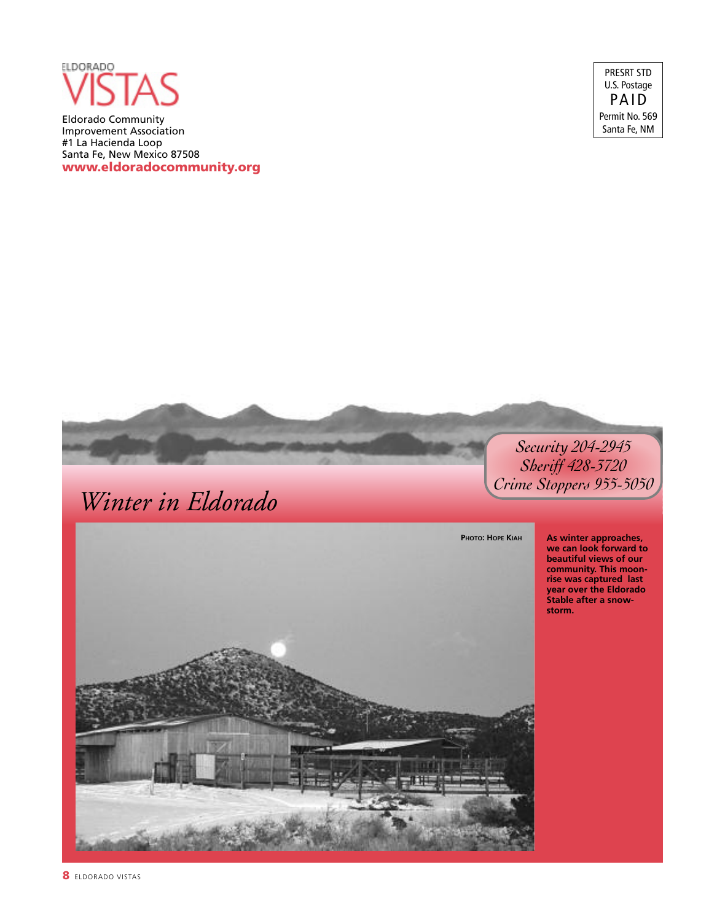ELDORADO

# VISTAS

Eldorado Community
Improvement Association
#1 La Hacienda Loop
Santa Fe, New Mexico 87508
**www.eldoradocommunity.org**

PRESRT STD
U.S. Postage
PAID
Permit No. 569
Santa Fe, NM

*Security 204-2945*
*Sheriff 428-3720*
*Crime Stoppers 955-5050*

## *Winter in Eldorado*

PHOTO: HOPE KIAH

**As winter approaches, we can look forward to beautiful views of our community. This moon-rise was captured last year over the Eldorado Stable after a snow-storm.**